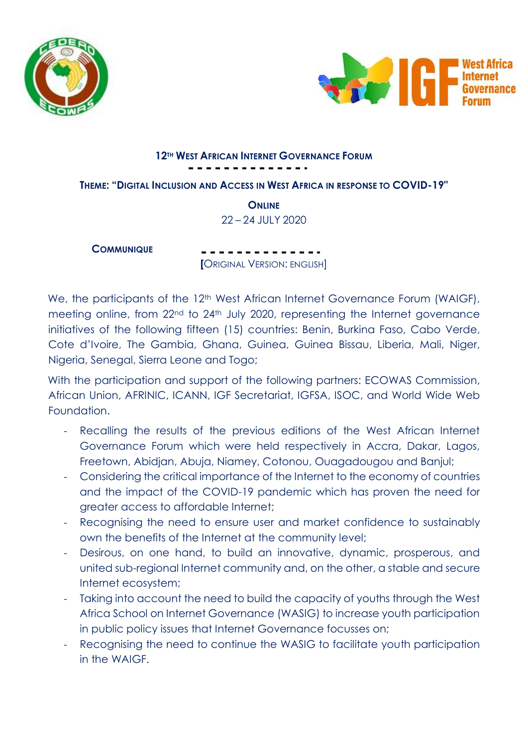## 12TH WEST AFRICAN INTERNET GOVERNANCE FORUM

### THEME: "DIGITAL INCLUSION AND ACCESS IN WEST AFRICA IN RESPONSE TO COVID-19"

**ONLINE**

22 – 24 JULY 2020

**COMMUNIQUE**

[ORIGINAL VERSION: ENGLISH]

We, the participants of the 12th West African Internet Governance Forum (WAIGF), meeting online, from 22nd to 24th July 2020, representing the Internet governance initiatives of the following fifteen (15) countries: Benin, Burkina Faso, Cabo Verde, Cote d'Ivoire, The Gambia, Ghana, Guinea, Guinea Bissau, Liberia, Mali, Niger, Nigeria, Senegal, Sierra Leone and Togo;

With the participation and support of the following partners: ECOWAS Commission, African Union, AFRINIC, ICANN, IGF Secretariat, IGFSA, ISOC, and World Wide Web Foundation.

- Recalling the results of the previous editions of the West African Internet Governance Forum which were held respectively in Accra, Dakar, Lagos, Freetown, Abidjan, Abuja, Niamey, Cotonou, Ouagadougou and Banjul;
- Considering the critical importance of the Internet to the economy of countries and the impact of the COVID-19 pandemic which has proven the need for greater access to affordable Internet;
- Recognising the need to ensure user and market confidence to sustainably own the benefits of the Internet at the community level;
- Desirous, on one hand, to build an innovative, dynamic, prosperous, and united sub-regional Internet community and, on the other, a stable and secure Internet ecosystem;
- Taking into account the need to build the capacity of youths through the West Africa School on Internet Governance (WASIG) to increase youth participation in public policy issues that Internet Governance focusses on;
- Recognising the need to continue the WASIG to facilitate youth participation in the WAIGF.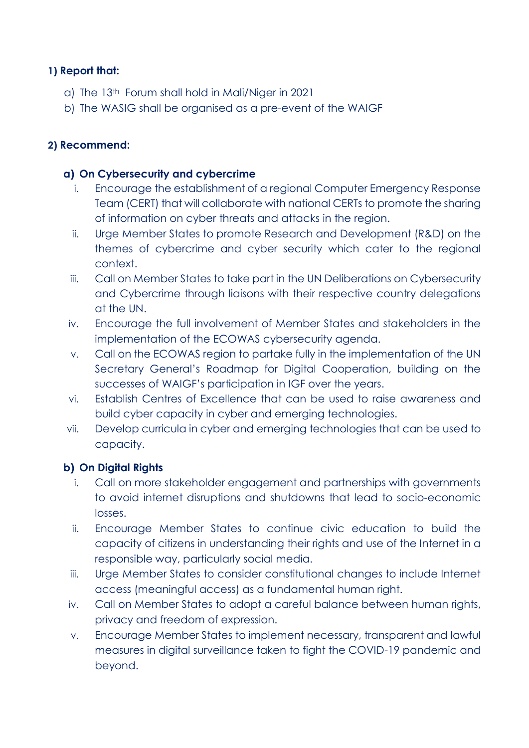**1) Report that:**

a) The 13th Forum shall hold in Mali/Niger in 2021

b) The WASIG shall be organised as a pre-event of the WAIGF

**2) Recommend:**

**a) On Cybersecurity and cybercrime**

i. Encourage the establishment of a regional Computer Emergency Response Team (CERT) that will collaborate with national CERTs to promote the sharing of information on cyber threats and attacks in the region.

ii. Urge Member States to promote Research and Development (R&D) on the themes of cybercrime and cyber security which cater to the regional context.

iii. Call on Member States to take part in the UN Deliberations on Cybersecurity and Cybercrime through liaisons with their respective country delegations at the UN.

iv. Encourage the full involvement of Member States and stakeholders in the implementation of the ECOWAS cybersecurity agenda.

v. Call on the ECOWAS region to partake fully in the implementation of the UN Secretary General's Roadmap for Digital Cooperation, building on the successes of WAIGF's participation in IGF over the years.

vi. Establish Centres of Excellence that can be used to raise awareness and build cyber capacity in cyber and emerging technologies.

vii. Develop curricula in cyber and emerging technologies that can be used to capacity.

**b) On Digital Rights**

i. Call on more stakeholder engagement and partnerships with governments to avoid internet disruptions and shutdowns that lead to socio-economic losses.

ii. Encourage Member States to continue civic education to build the capacity of citizens in understanding their rights and use of the Internet in a responsible way, particularly social media.

iii. Urge Member States to consider constitutional changes to include Internet access (meaningful access) as a fundamental human right.

iv. Call on Member States to adopt a careful balance between human rights, privacy and freedom of expression.

v. Encourage Member States to implement necessary, transparent and lawful measures in digital surveillance taken to fight the COVID-19 pandemic and beyond.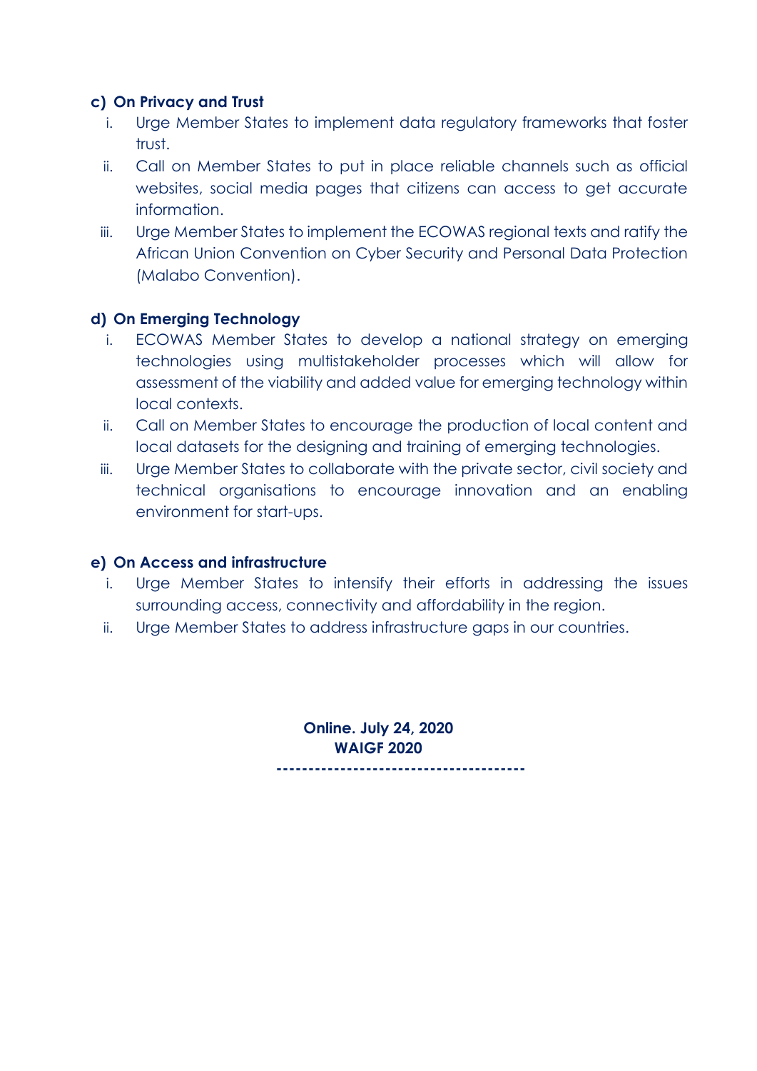**c) On Privacy and Trust**

i. Urge Member States to implement data regulatory frameworks that foster trust.

ii. Call on Member States to put in place reliable channels such as official websites, social media pages that citizens can access to get accurate information.

iii. Urge Member States to implement the ECOWAS regional texts and ratify the African Union Convention on Cyber Security and Personal Data Protection (Malabo Convention).

**d) On Emerging Technology**

i. ECOWAS Member States to develop a national strategy on emerging technologies using multistakeholder processes which will allow for assessment of the viability and added value for emerging technology within local contexts.

ii. Call on Member States to encourage the production of local content and local datasets for the designing and training of emerging technologies.

iii. Urge Member States to collaborate with the private sector, civil society and technical organisations to encourage innovation and an enabling environment for start-ups.

**e) On Access and infrastructure**

i. Urge Member States to intensify their efforts in addressing the issues surrounding access, connectivity and affordability in the region.

ii. Urge Member States to address infrastructure gaps in our countries.

**Online. July 24, 2020**
**WAIGF 2020**

---------------------------------------